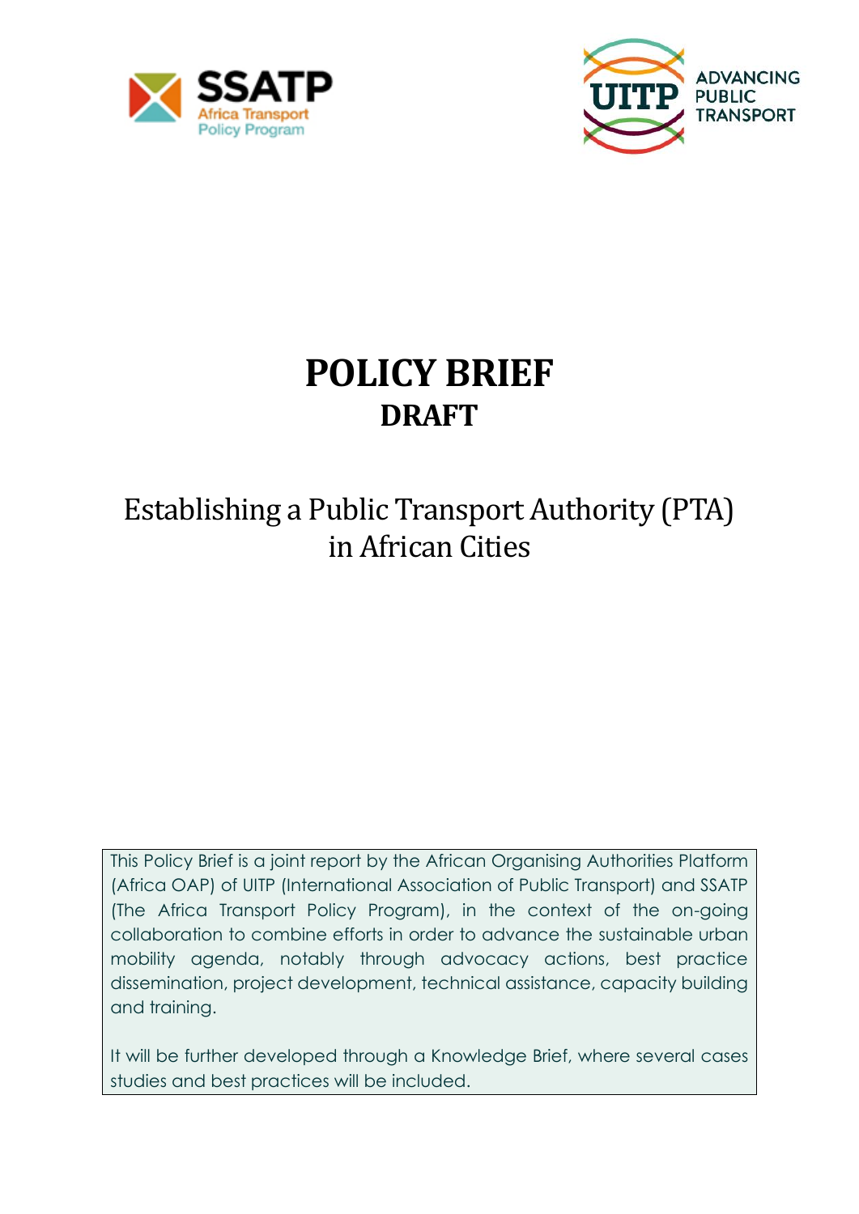SSATP Africa Transport Policy Program

UITP ADVANCING PUBLIC TRANSPORT

# POLICY BRIEF
## DRAFT

## Establishing a Public Transport Authority (PTA) in African Cities

This Policy Brief is a joint report by the African Organising Authorities Platform (Africa OAP) of UITP (International Association of Public Transport) and SSATP (The Africa Transport Policy Program), in the context of the on-going collaboration to combine efforts in order to advance the sustainable urban mobility agenda, notably through advocacy actions, best practice dissemination, project development, technical assistance, capacity building and training.

It will be further developed through a Knowledge Brief, where several cases studies and best practices will be included.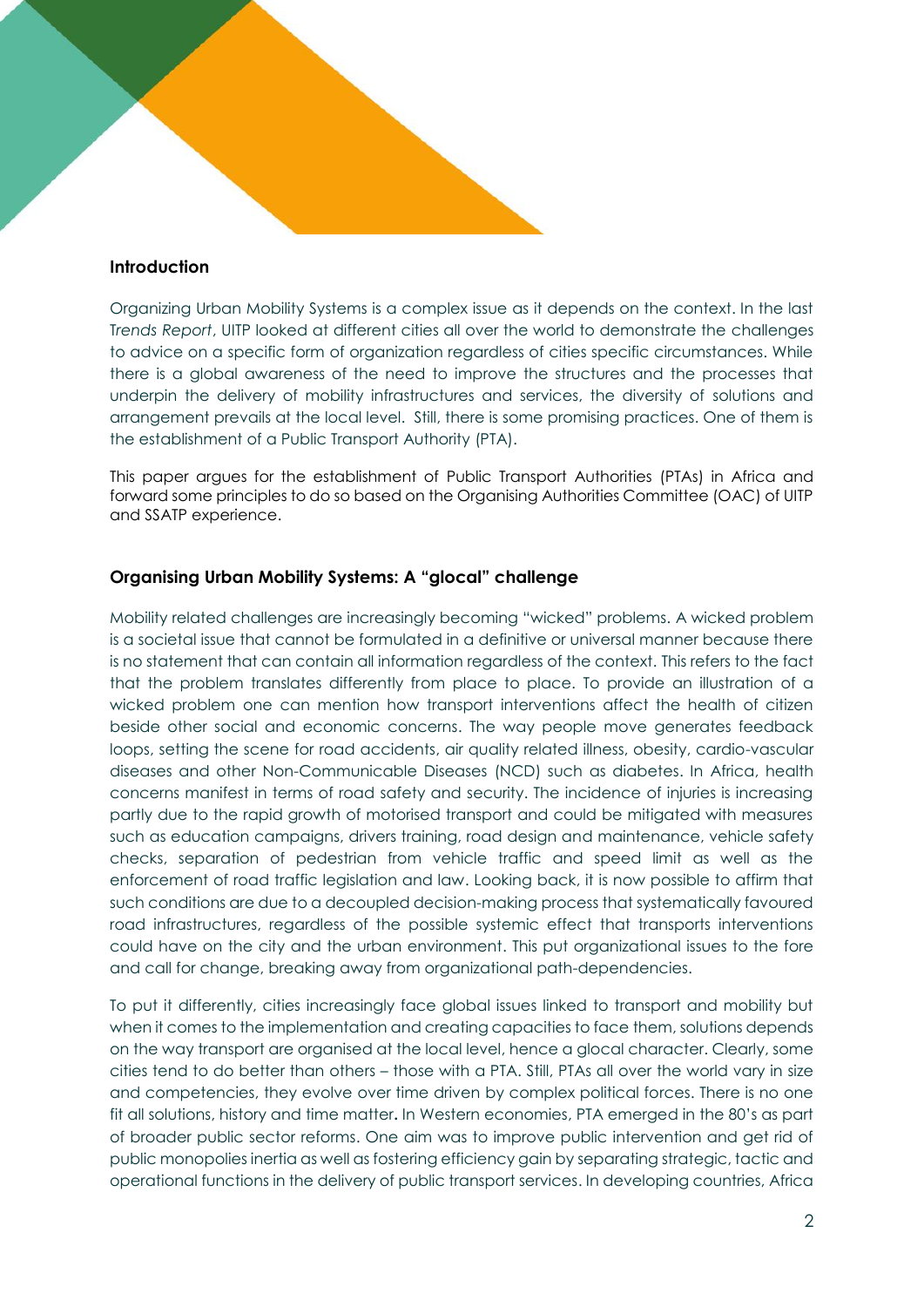## Introduction

Organizing Urban Mobility Systems is a complex issue as it depends on the context. In the last *Trends Report*, UITP looked at different cities all over the world to demonstrate the challenges to advice on a specific form of organization regardless of cities specific circumstances. While there is a global awareness of the need to improve the structures and the processes that underpin the delivery of mobility infrastructures and services, the diversity of solutions and arrangement prevails at the local level. Still, there is some promising practices. One of them is the establishment of a Public Transport Authority (PTA).

This paper argues for the establishment of Public Transport Authorities (PTAs) in Africa and forward some principles to do so based on the Organising Authorities Committee (OAC) of UITP and SSATP experience.

## Organising Urban Mobility Systems: A "glocal" challenge

Mobility related challenges are increasingly becoming "wicked" problems. A wicked problem is a societal issue that cannot be formulated in a definitive or universal manner because there is no statement that can contain all information regardless of the context. This refers to the fact that the problem translates differently from place to place. To provide an illustration of a wicked problem one can mention how transport interventions affect the health of citizen beside other social and economic concerns. The way people move generates feedback loops, setting the scene for road accidents, air quality related illness, obesity, cardio-vascular diseases and other Non-Communicable Diseases (NCD) such as diabetes. In Africa, health concerns manifest in terms of road safety and security. The incidence of injuries is increasing partly due to the rapid growth of motorised transport and could be mitigated with measures such as education campaigns, drivers training, road design and maintenance, vehicle safety checks, separation of pedestrian from vehicle traffic and speed limit as well as the enforcement of road traffic legislation and law. Looking back, it is now possible to affirm that such conditions are due to a decoupled decision-making process that systematically favoured road infrastructures, regardless of the possible systemic effect that transports interventions could have on the city and the urban environment. This put organizational issues to the fore and call for change, breaking away from organizational path-dependencies.

To put it differently, cities increasingly face global issues linked to transport and mobility but when it comes to the implementation and creating capacities to face them, solutions depends on the way transport are organised at the local level, hence a glocal character. Clearly, some cities tend to do better than others – those with a PTA. Still, PTAs all over the world vary in size and competencies, they evolve over time driven by complex political forces. There is no one fit all solutions, history and time matter. In Western economies, PTA emerged in the 80's as part of broader public sector reforms. One aim was to improve public intervention and get rid of public monopolies inertia as well as fostering efficiency gain by separating strategic, tactic and operational functions in the delivery of public transport services. In developing countries, Africa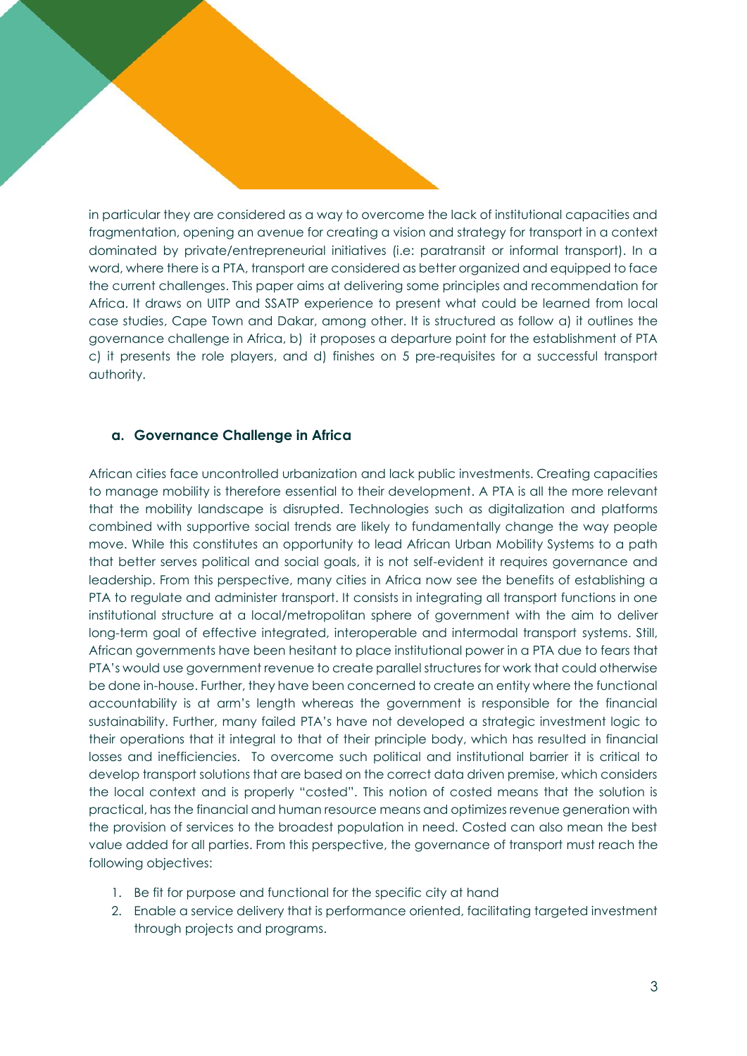in particular they are considered as a way to overcome the lack of institutional capacities and fragmentation, opening an avenue for creating a vision and strategy for transport in a context dominated by private/entrepreneurial initiatives (i.e: paratransit or informal transport). In a word, where there is a PTA, transport are considered as better organized and equipped to face the current challenges. This paper aims at delivering some principles and recommendation for Africa. It draws on UITP and SSATP experience to present what could be learned from local case studies, Cape Town and Dakar, among other. It is structured as follow a) it outlines the governance challenge in Africa, b) it proposes a departure point for the establishment of PTA c) it presents the role players, and d) finishes on 5 pre-requisites for a successful transport authority.

### a. Governance Challenge in Africa

African cities face uncontrolled urbanization and lack public investments. Creating capacities to manage mobility is therefore essential to their development. A PTA is all the more relevant that the mobility landscape is disrupted. Technologies such as digitalization and platforms combined with supportive social trends are likely to fundamentally change the way people move. While this constitutes an opportunity to lead African Urban Mobility Systems to a path that better serves political and social goals, it is not self-evident it requires governance and leadership. From this perspective, many cities in Africa now see the benefits of establishing a PTA to regulate and administer transport. It consists in integrating all transport functions in one institutional structure at a local/metropolitan sphere of government with the aim to deliver long-term goal of effective integrated, interoperable and intermodal transport systems. Still, African governments have been hesitant to place institutional power in a PTA due to fears that PTA's would use government revenue to create parallel structures for work that could otherwise be done in-house. Further, they have been concerned to create an entity where the functional accountability is at arm's length whereas the government is responsible for the financial sustainability. Further, many failed PTA's have not developed a strategic investment logic to their operations that it integral to that of their principle body, which has resulted in financial losses and inefficiencies. To overcome such political and institutional barrier it is critical to develop transport solutions that are based on the correct data driven premise, which considers the local context and is properly "costed". This notion of costed means that the solution is practical, has the financial and human resource means and optimizes revenue generation with the provision of services to the broadest population in need. Costed can also mean the best value added for all parties. From this perspective, the governance of transport must reach the following objectives:

1. Be fit for purpose and functional for the specific city at hand
2. Enable a service delivery that is performance oriented, facilitating targeted investment through projects and programs.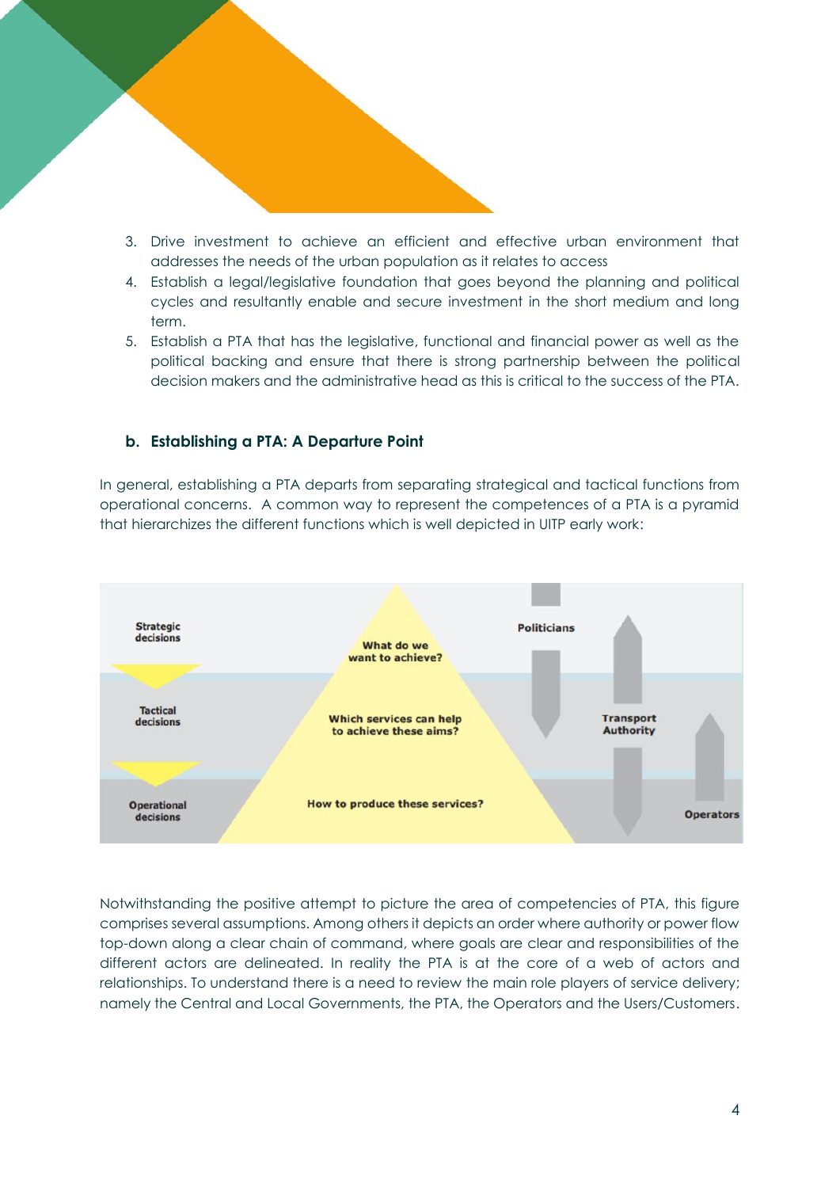3. Drive investment to achieve an efficient and effective urban environment that addresses the needs of the urban population as it relates to access
4. Establish a legal/legislative foundation that goes beyond the planning and political cycles and resultantly enable and secure investment in the short medium and long term.
5. Establish a PTA that has the legislative, functional and financial power as well as the political backing and ensure that there is strong partnership between the political decision makers and the administrative head as this is critical to the success of the PTA.

### b. Establishing a PTA: A Departure Point

In general, establishing a PTA departs from separating strategical and tactical functions from operational concerns. A common way to represent the competences of a PTA is a pyramid that hierarchizes the different functions which is well depicted in UITP early work:

Notwithstanding the positive attempt to picture the area of competencies of PTA, this figure comprises several assumptions. Among others it depicts an order where authority or power flow top-down along a clear chain of command, where goals are clear and responsibilities of the different actors are delineated. In reality the PTA is at the core of a web of actors and relationships. To understand there is a need to review the main role players of service delivery; namely the Central and Local Governments, the PTA, the Operators and the Users/Customers.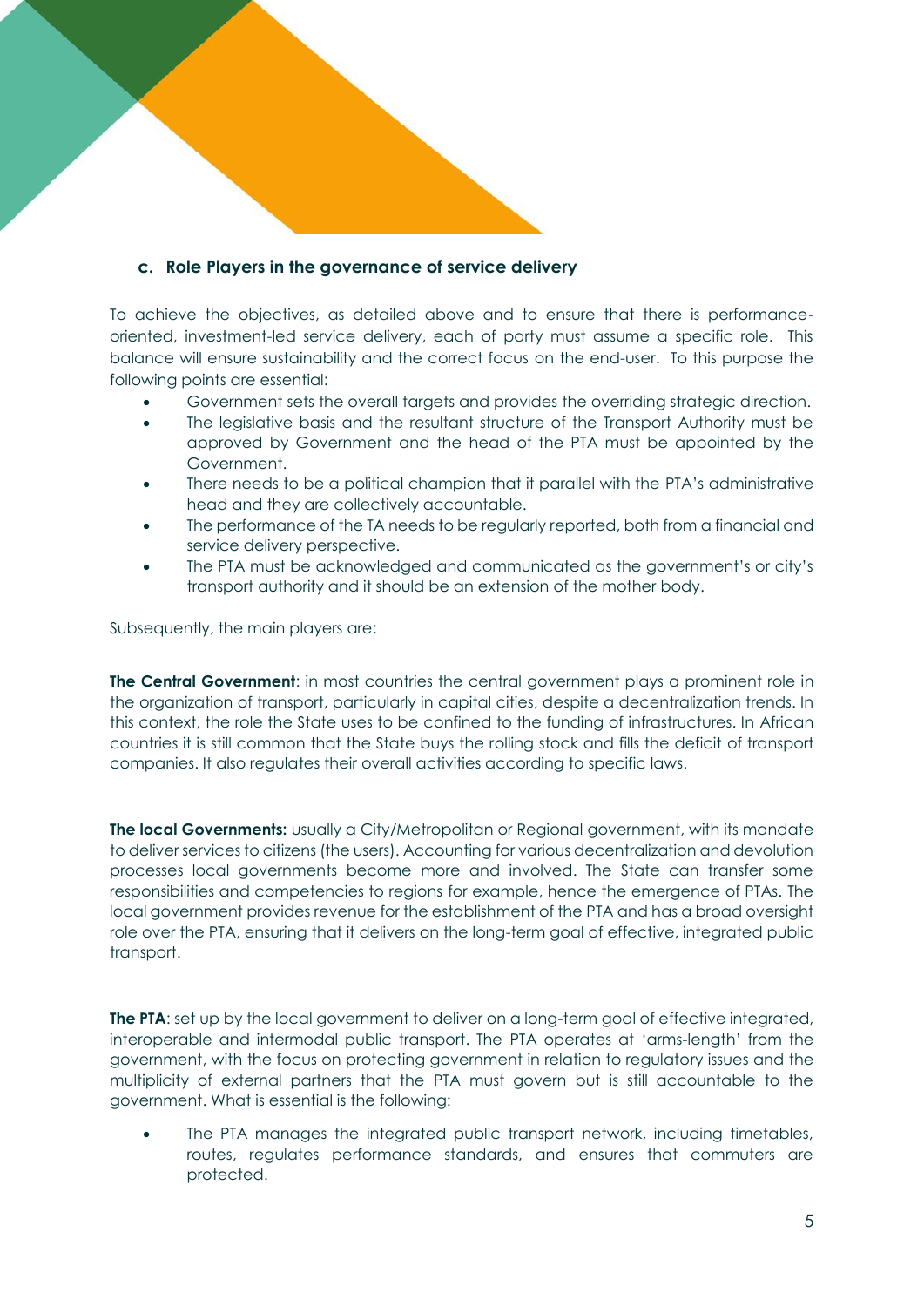### c. Role Players in the governance of service delivery

To achieve the objectives, as detailed above and to ensure that there is performance-oriented, investment-led service delivery, each of party must assume a specific role. This balance will ensure sustainability and the correct focus on the end-user. To this purpose the following points are essential:

- Government sets the overall targets and provides the overriding strategic direction.
- The legislative basis and the resultant structure of the Transport Authority must be approved by Government and the head of the PTA must be appointed by the Government.
- There needs to be a political champion that it parallel with the PTA's administrative head and they are collectively accountable.
- The performance of the TA needs to be regularly reported, both from a financial and service delivery perspective.
- The PTA must be acknowledged and communicated as the government's or city's transport authority and it should be an extension of the mother body.

Subsequently, the main players are:

**The Central Government**: in most countries the central government plays a prominent role in the organization of transport, particularly in capital cities, despite a decentralization trends. In this context, the role the State uses to be confined to the funding of infrastructures. In African countries it is still common that the State buys the rolling stock and fills the deficit of transport companies. It also regulates their overall activities according to specific laws.

**The local Governments:** usually a City/Metropolitan or Regional government, with its mandate to deliver services to citizens (the users). Accounting for various decentralization and devolution processes local governments become more and involved. The State can transfer some responsibilities and competencies to regions for example, hence the emergence of PTAs. The local government provides revenue for the establishment of the PTA and has a broad oversight role over the PTA, ensuring that it delivers on the long-term goal of effective, integrated public transport.

**The PTA**: set up by the local government to deliver on a long-term goal of effective integrated, interoperable and intermodal public transport. The PTA operates at 'arms-length' from the government, with the focus on protecting government in relation to regulatory issues and the multiplicity of external partners that the PTA must govern but is still accountable to the government. What is essential is the following:

- The PTA manages the integrated public transport network, including timetables, routes, regulates performance standards, and ensures that commuters are protected.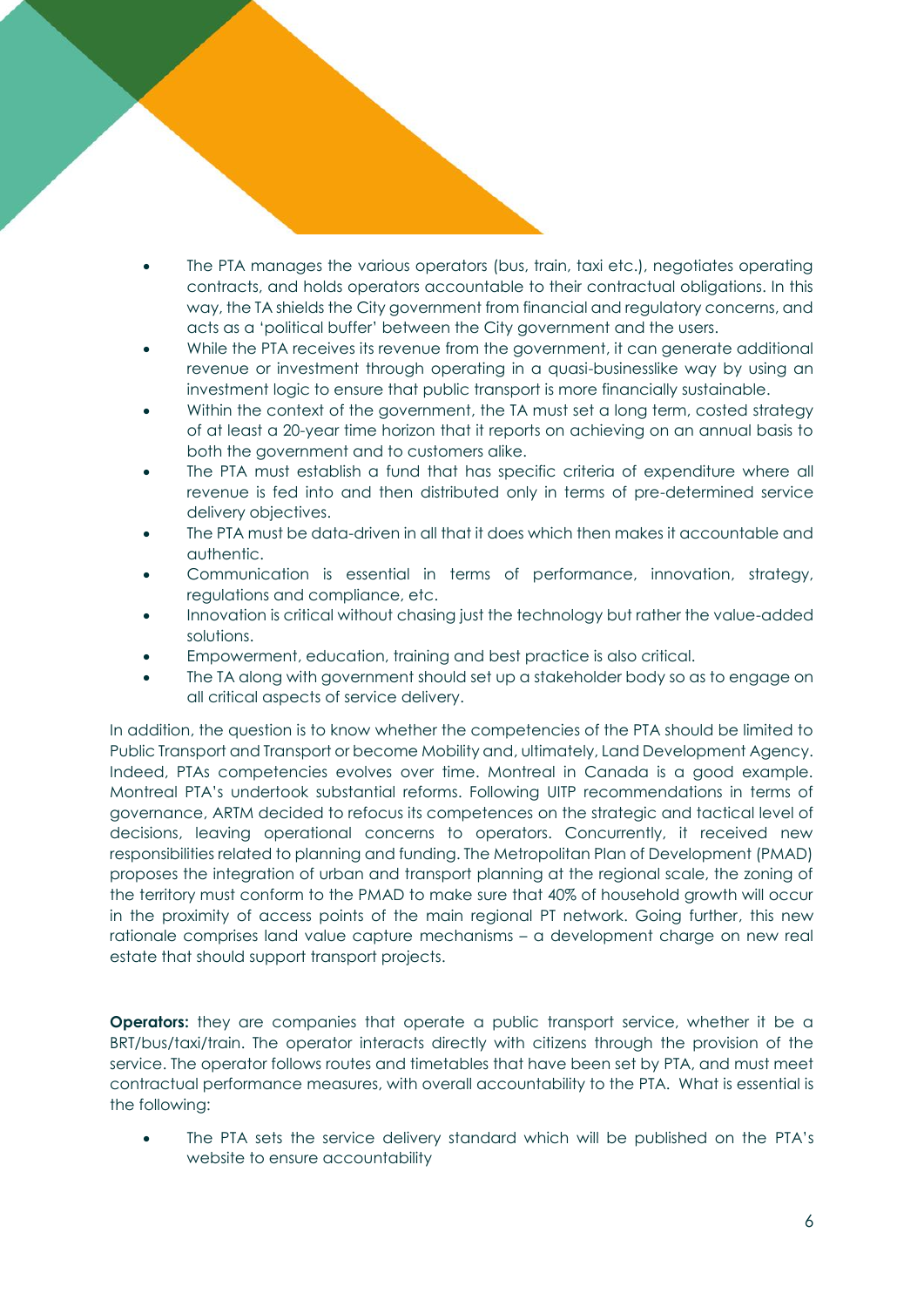- The PTA manages the various operators (bus, train, taxi etc.), negotiates operating contracts, and holds operators accountable to their contractual obligations. In this way, the TA shields the City government from financial and regulatory concerns, and acts as a 'political buffer' between the City government and the users.
- While the PTA receives its revenue from the government, it can generate additional revenue or investment through operating in a quasi-businesslike way by using an investment logic to ensure that public transport is more financially sustainable.
- Within the context of the government, the TA must set a long term, costed strategy of at least a 20-year time horizon that it reports on achieving on an annual basis to both the government and to customers alike.
- The PTA must establish a fund that has specific criteria of expenditure where all revenue is fed into and then distributed only in terms of pre-determined service delivery objectives.
- The PTA must be data-driven in all that it does which then makes it accountable and authentic.
- Communication is essential in terms of performance, innovation, strategy, regulations and compliance, etc.
- Innovation is critical without chasing just the technology but rather the value-added solutions.
- Empowerment, education, training and best practice is also critical.
- The TA along with government should set up a stakeholder body so as to engage on all critical aspects of service delivery.

In addition, the question is to know whether the competencies of the PTA should be limited to Public Transport and Transport or become Mobility and, ultimately, Land Development Agency. Indeed, PTAs competencies evolves over time. Montreal in Canada is a good example. Montreal PTA's undertook substantial reforms. Following UITP recommendations in terms of governance, ARTM decided to refocus its competences on the strategic and tactical level of decisions, leaving operational concerns to operators. Concurrently, it received new responsibilities related to planning and funding. The Metropolitan Plan of Development (PMAD) proposes the integration of urban and transport planning at the regional scale, the zoning of the territory must conform to the PMAD to make sure that 40% of household growth will occur in the proximity of access points of the main regional PT network. Going further, this new rationale comprises land value capture mechanisms – a development charge on new real estate that should support transport projects.

**Operators:** they are companies that operate a public transport service, whether it be a BRT/bus/taxi/train. The operator interacts directly with citizens through the provision of the service. The operator follows routes and timetables that have been set by PTA, and must meet contractual performance measures, with overall accountability to the PTA. What is essential is the following:

- The PTA sets the service delivery standard which will be published on the PTA's website to ensure accountability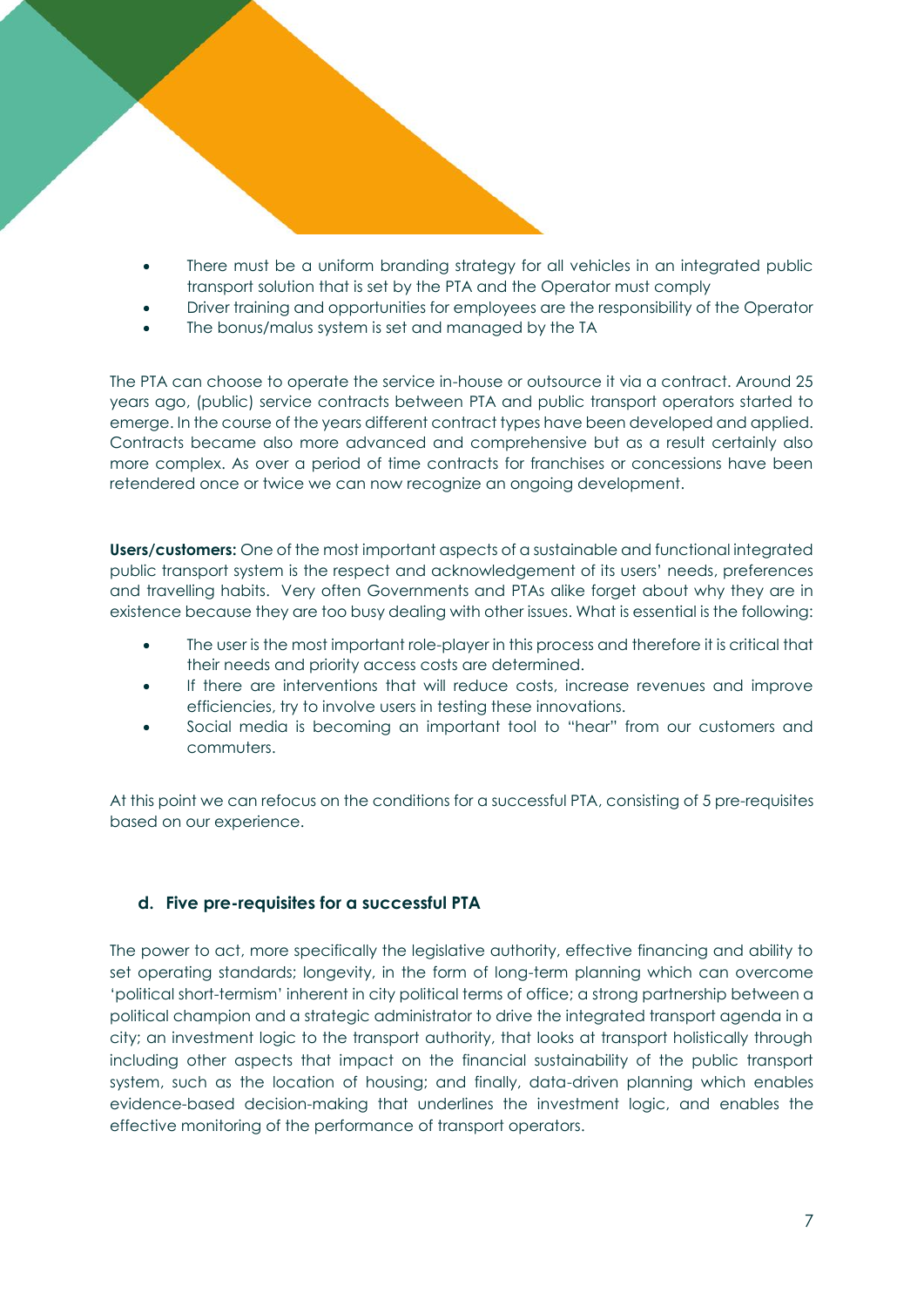- There must be a uniform branding strategy for all vehicles in an integrated public transport solution that is set by the PTA and the Operator must comply
- Driver training and opportunities for employees are the responsibility of the Operator
- The bonus/malus system is set and managed by the TA

The PTA can choose to operate the service in-house or outsource it via a contract. Around 25 years ago, (public) service contracts between PTA and public transport operators started to emerge. In the course of the years different contract types have been developed and applied. Contracts became also more advanced and comprehensive but as a result certainly also more complex. As over a period of time contracts for franchises or concessions have been retendered once or twice we can now recognize an ongoing development.

**Users/customers:** One of the most important aspects of a sustainable and functional integrated public transport system is the respect and acknowledgement of its users' needs, preferences and travelling habits. Very often Governments and PTAs alike forget about why they are in existence because they are too busy dealing with other issues. What is essential is the following:

- The user is the most important role-player in this process and therefore it is critical that their needs and priority access costs are determined.
- If there are interventions that will reduce costs, increase revenues and improve efficiencies, try to involve users in testing these innovations.
- Social media is becoming an important tool to "hear" from our customers and commuters.

At this point we can refocus on the conditions for a successful PTA, consisting of 5 pre-requisites based on our experience.

### d. Five pre-requisites for a successful PTA

The power to act, more specifically the legislative authority, effective financing and ability to set operating standards; longevity, in the form of long-term planning which can overcome 'political short-termism' inherent in city political terms of office; a strong partnership between a political champion and a strategic administrator to drive the integrated transport agenda in a city; an investment logic to the transport authority, that looks at transport holistically through including other aspects that impact on the financial sustainability of the public transport system, such as the location of housing; and finally, data-driven planning which enables evidence-based decision-making that underlines the investment logic, and enables the effective monitoring of the performance of transport operators.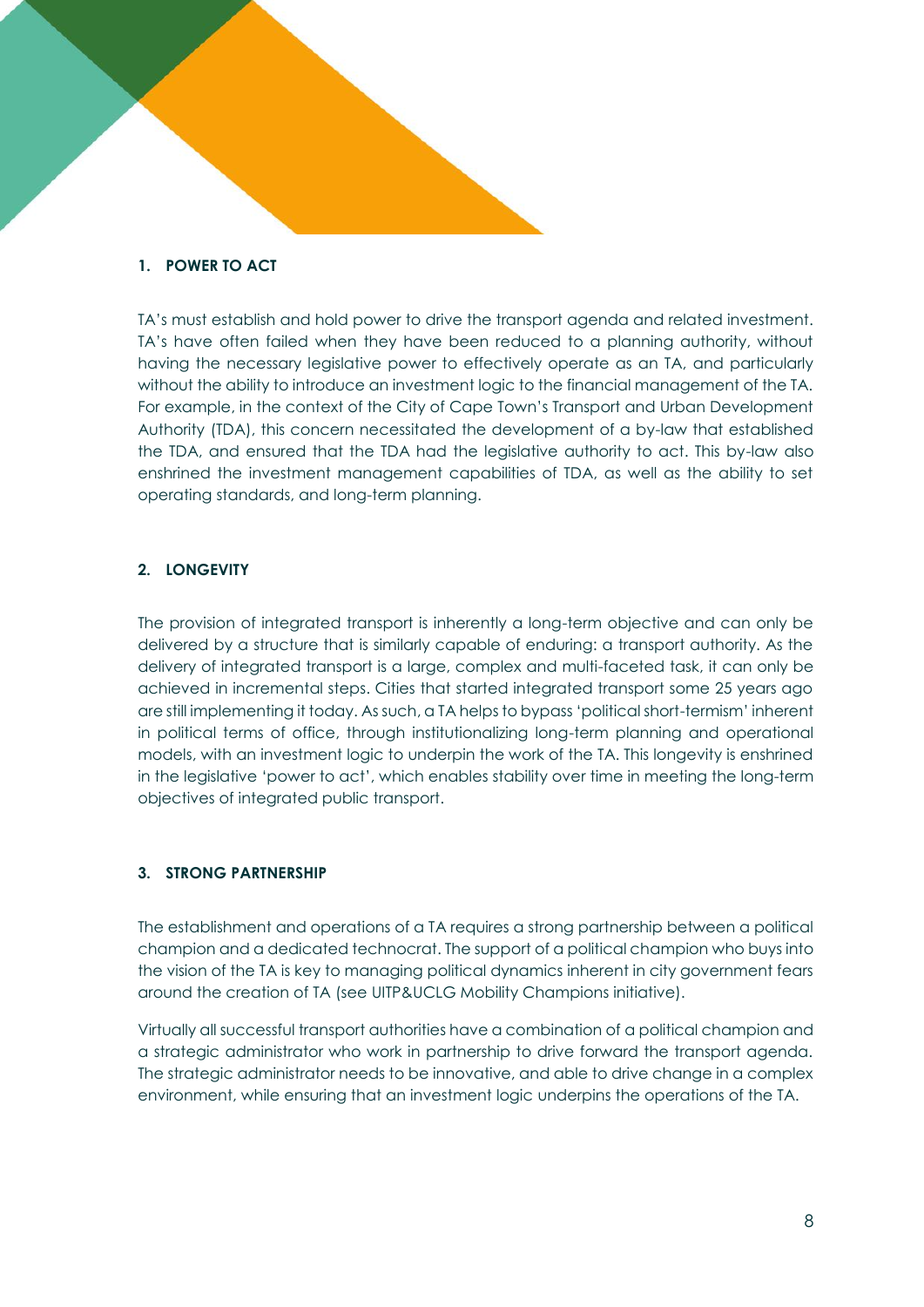## 1. POWER TO ACT

TA's must establish and hold power to drive the transport agenda and related investment. TA's have often failed when they have been reduced to a planning authority, without having the necessary legislative power to effectively operate as an TA, and particularly without the ability to introduce an investment logic to the financial management of the TA. For example, in the context of the City of Cape Town's Transport and Urban Development Authority (TDA), this concern necessitated the development of a by-law that established the TDA, and ensured that the TDA had the legislative authority to act. This by-law also enshrined the investment management capabilities of TDA, as well as the ability to set operating standards, and long-term planning.

## 2. LONGEVITY

The provision of integrated transport is inherently a long-term objective and can only be delivered by a structure that is similarly capable of enduring: a transport authority. As the delivery of integrated transport is a large, complex and multi-faceted task, it can only be achieved in incremental steps. Cities that started integrated transport some 25 years ago are still implementing it today. As such, a TA helps to bypass 'political short-termism' inherent in political terms of office, through institutionalizing long-term planning and operational models, with an investment logic to underpin the work of the TA. This longevity is enshrined in the legislative 'power to act', which enables stability over time in meeting the long-term objectives of integrated public transport.

## 3. STRONG PARTNERSHIP

The establishment and operations of a TA requires a strong partnership between a political champion and a dedicated technocrat. The support of a political champion who buys into the vision of the TA is key to managing political dynamics inherent in city government fears around the creation of TA (see UITP&UCLG Mobility Champions initiative).

Virtually all successful transport authorities have a combination of a political champion and a strategic administrator who work in partnership to drive forward the transport agenda. The strategic administrator needs to be innovative, and able to drive change in a complex environment, while ensuring that an investment logic underpins the operations of the TA.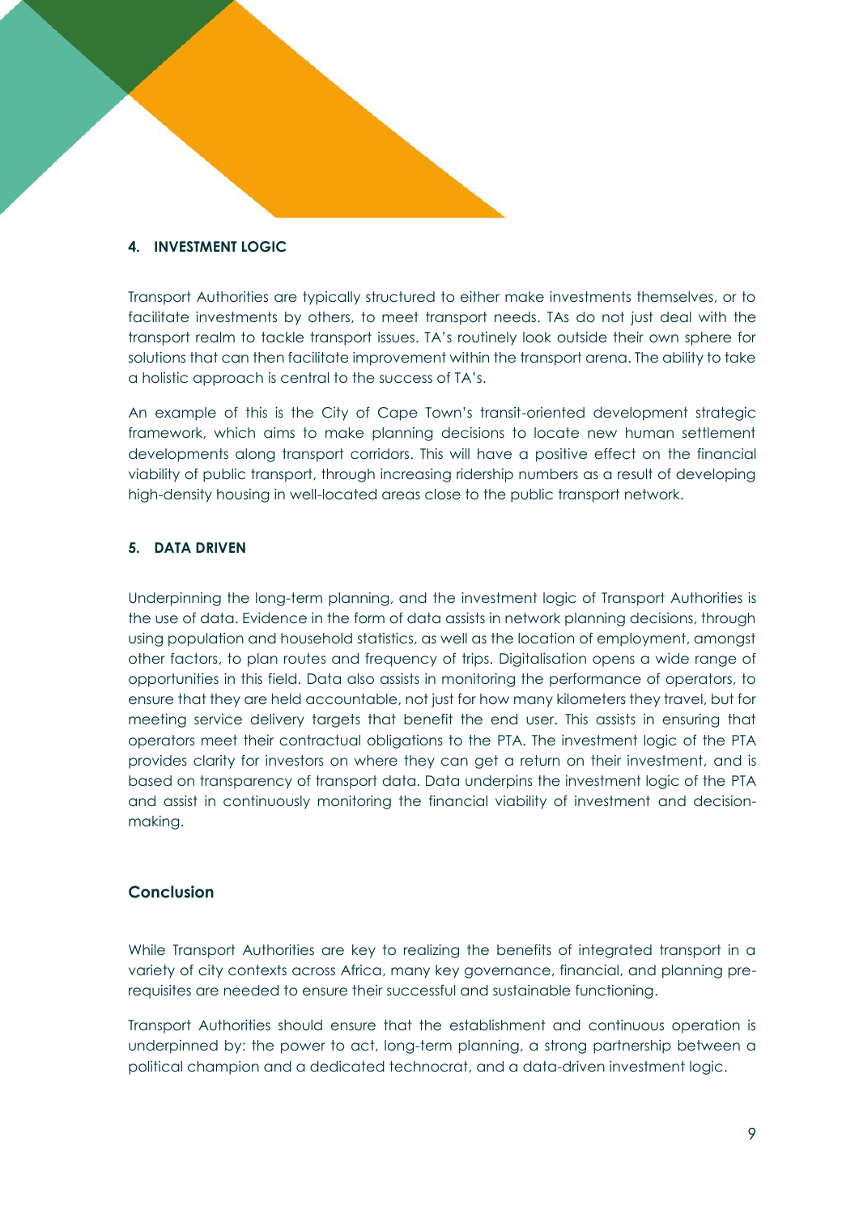#### 4. INVESTMENT LOGIC

Transport Authorities are typically structured to either make investments themselves, or to facilitate investments by others, to meet transport needs. TAs do not just deal with the transport realm to tackle transport issues. TA's routinely look outside their own sphere for solutions that can then facilitate improvement within the transport arena. The ability to take a holistic approach is central to the success of TA's.

An example of this is the City of Cape Town's transit-oriented development strategic framework, which aims to make planning decisions to locate new human settlement developments along transport corridors. This will have a positive effect on the financial viability of public transport, through increasing ridership numbers as a result of developing high-density housing in well-located areas close to the public transport network.

#### 5. DATA DRIVEN

Underpinning the long-term planning, and the investment logic of Transport Authorities is the use of data. Evidence in the form of data assists in network planning decisions, through using population and household statistics, as well as the location of employment, amongst other factors, to plan routes and frequency of trips. Digitalisation opens a wide range of opportunities in this field. Data also assists in monitoring the performance of operators, to ensure that they are held accountable, not just for how many kilometers they travel, but for meeting service delivery targets that benefit the end user. This assists in ensuring that operators meet their contractual obligations to the PTA. The investment logic of the PTA provides clarity for investors on where they can get a return on their investment, and is based on transparency of transport data. Data underpins the investment logic of the PTA and assist in continuously monitoring the financial viability of investment and decision-making.

## Conclusion

While Transport Authorities are key to realizing the benefits of integrated transport in a variety of city contexts across Africa, many key governance, financial, and planning pre-requisites are needed to ensure their successful and sustainable functioning.

Transport Authorities should ensure that the establishment and continuous operation is underpinned by: the power to act, long-term planning, a strong partnership between a political champion and a dedicated technocrat, and a data-driven investment logic.